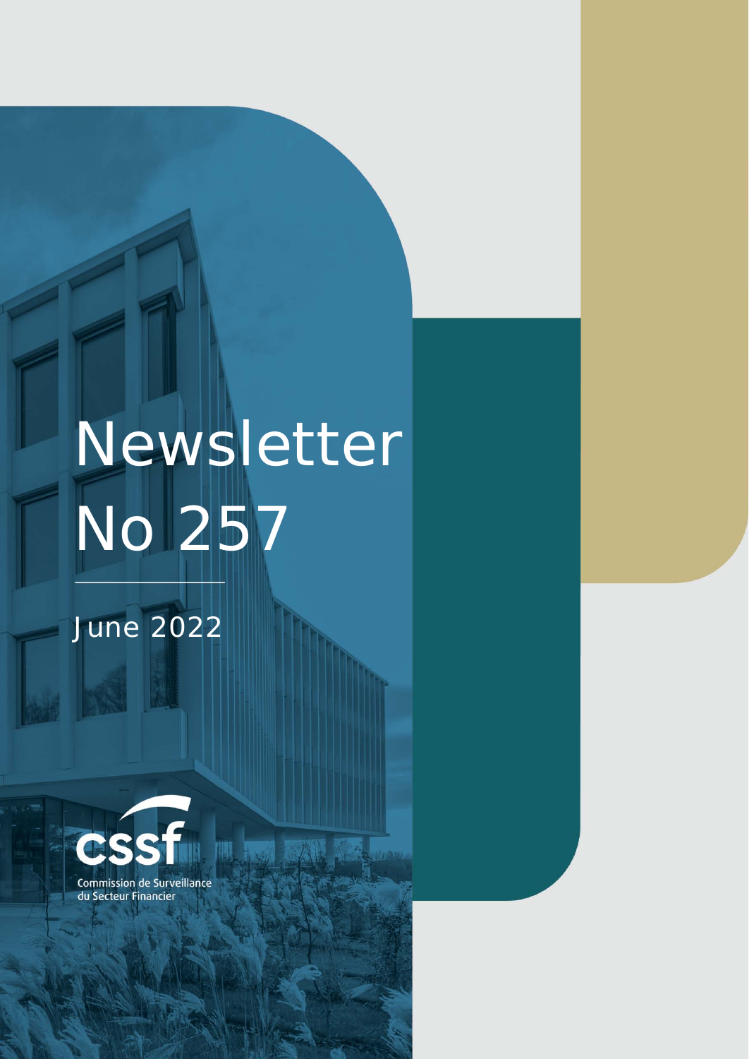# Newsletter No 257

June 2022

Commission de Surveillance du Secteur Financier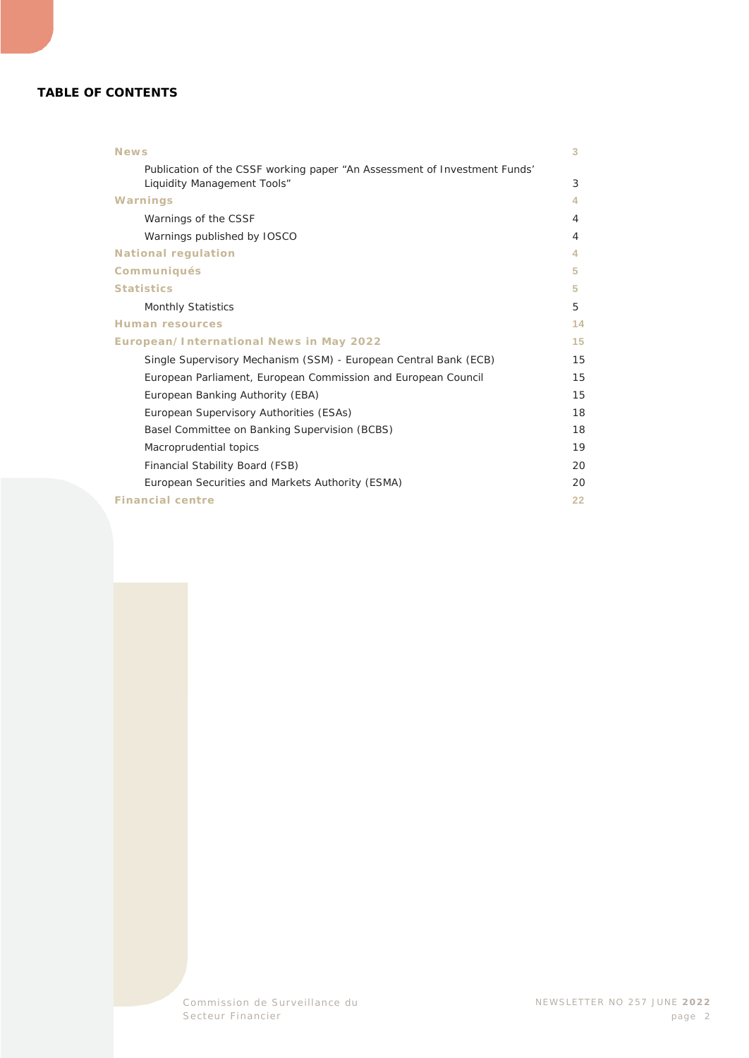**TABLE OF CONTENTS**

| | |
|---|---|
| **News** | **3** |
| Publication of the CSSF working paper "An Assessment of Investment Funds' Liquidity Management Tools" | 3 |
| **Warnings** | **4** |
| Warnings of the CSSF | 4 |
| Warnings published by IOSCO | 4 |
| **National regulation** | **4** |
| **Communiqués** | **5** |
| **Statistics** | **5** |
| Monthly Statistics | 5 |
| **Human resources** | **14** |
| **European/International News in May 2022** | **15** |
| Single Supervisory Mechanism (SSM) - European Central Bank (ECB) | 15 |
| European Parliament, European Commission and European Council | 15 |
| European Banking Authority (EBA) | 15 |
| European Supervisory Authorities (ESAs) | 18 |
| Basel Committee on Banking Supervision (BCBS) | 18 |
| Macroprudential topics | 19 |
| Financial Stability Board (FSB) | 20 |
| European Securities and Markets Authority (ESMA) | 20 |
| **Financial centre** | **22** |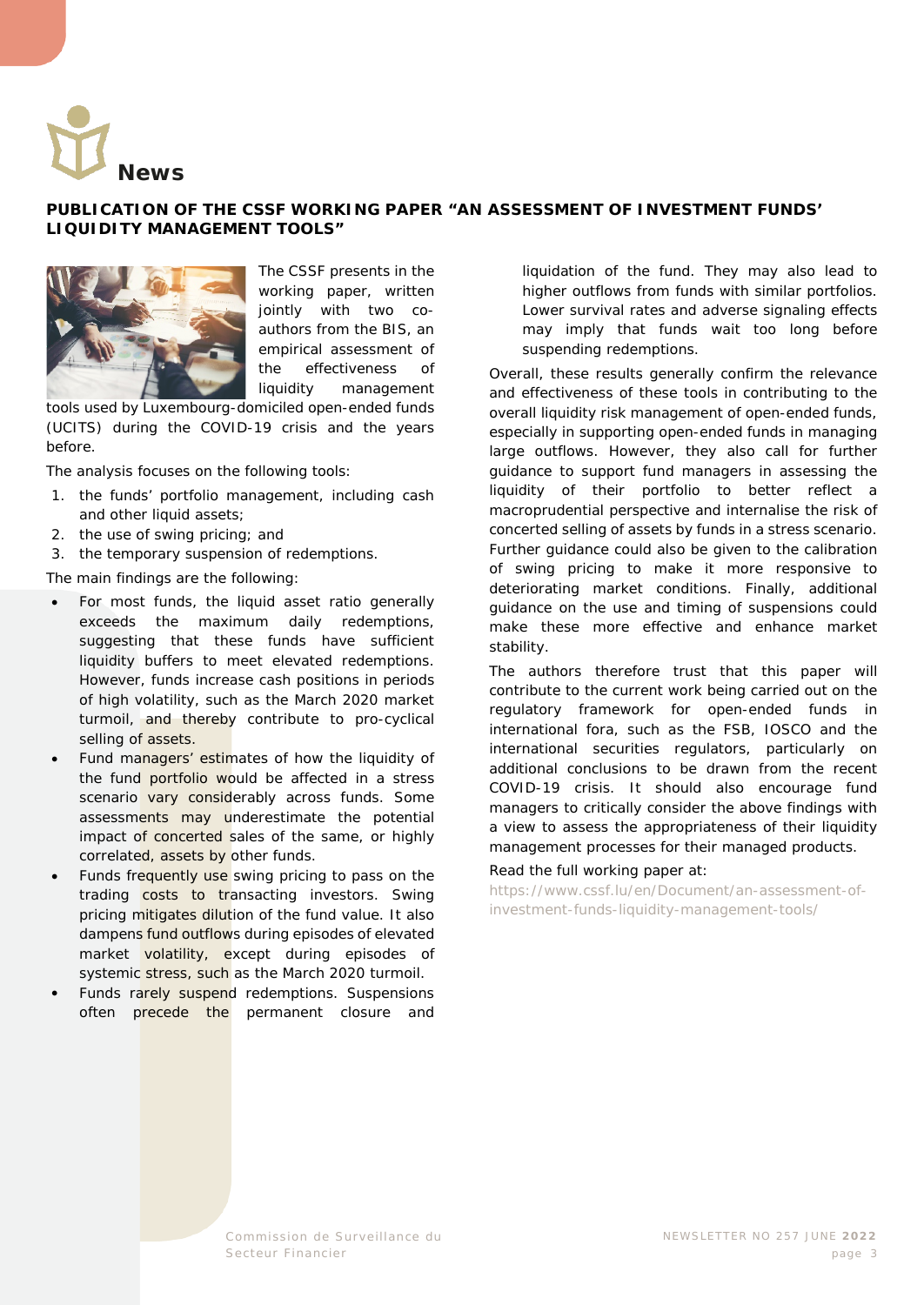# News

## PUBLICATION OF THE CSSF WORKING PAPER "AN ASSESSMENT OF INVESTMENT FUNDS' LIQUIDITY MANAGEMENT TOOLS"

The CSSF presents in the working paper, written jointly with two co-authors from the BIS, an empirical assessment of the effectiveness of the liquidity management tools used by Luxembourg-domiciled open-ended funds (UCITS) during the COVID-19 crisis and the years before.

The analysis focuses on the following tools:

1. the funds' portfolio management, including cash and other liquid assets;
2. the use of swing pricing; and
3. the temporary suspension of redemptions.

The main findings are the following:

- For most funds, the liquid asset ratio generally exceeds the maximum daily redemptions, suggesting that these funds have sufficient liquidity buffers to meet elevated redemptions. However, funds increase cash positions in periods of high volatility, such as the March 2020 market turmoil, and thereby contribute to pro-cyclical selling of assets.
- Fund managers' estimates of how the liquidity of the fund portfolio would be affected in a stress scenario vary considerably across funds. Some assessments may underestimate the potential impact of concerted sales of the same, or highly correlated, assets by other funds.
- Funds frequently use swing pricing to pass on the trading costs to transacting investors. Swing pricing mitigates dilution of the fund value. It also dampens fund outflows during episodes of elevated market volatility, except during episodes of systemic stress, such as the March 2020 turmoil.
- Funds rarely suspend redemptions. Suspensions often precede the permanent closure and liquidation of the fund. They may also lead to higher outflows from funds with similar portfolios. Lower survival rates and adverse signaling effects may imply that funds wait too long before suspending redemptions.

Overall, these results generally confirm the relevance and effectiveness of these tools in contributing to the overall liquidity risk management of open-ended funds, especially in supporting open-ended funds in managing large outflows. However, they also call for further guidance to support fund managers in assessing the liquidity of their portfolio to better reflect a macroprudential perspective and internalise the risk of concerted selling of assets by funds in a stress scenario. Further guidance could also be given to the calibration of swing pricing to make it more responsive to deteriorating market conditions. Finally, additional guidance on the use and timing of suspensions could make these more effective and enhance market stability.

The authors therefore trust that this paper will contribute to the current work being carried out on the regulatory framework for open-ended funds in international fora, such as the FSB, IOSCO and the international securities regulators, particularly on additional conclusions to be drawn from the recent COVID-19 crisis. It should also encourage fund managers to critically consider the above findings with a view to assess the appropriateness of their liquidity management processes for their managed products.

Read the full working paper at:
https://www.cssf.lu/en/Document/an-assessment-of-investment-funds-liquidity-management-tools/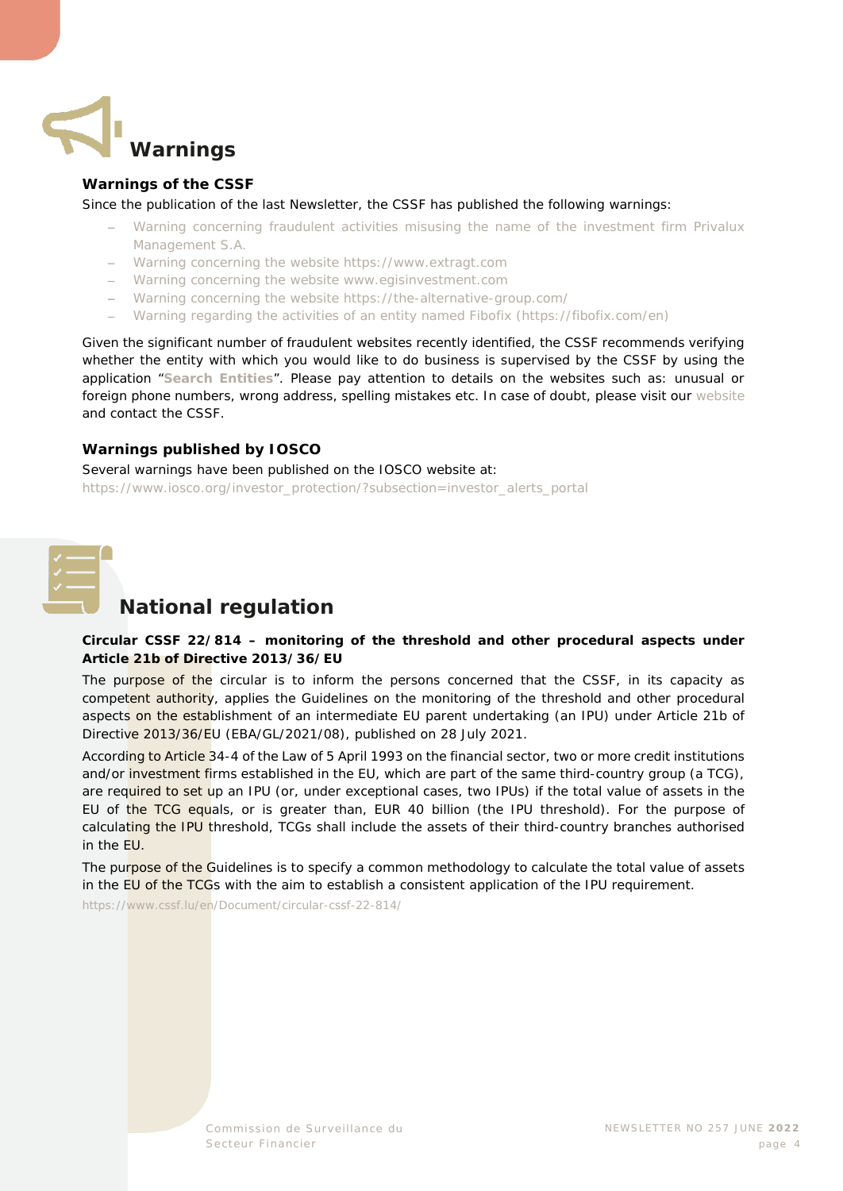# Warnings

### Warnings of the CSSF

Since the publication of the last Newsletter, the CSSF has published the following warnings:

- Warning concerning fraudulent activities misusing the name of the investment firm Privalux Management S.A.
- Warning concerning the website https://www.extragt.com
- Warning concerning the website www.egisinvestment.com
- Warning concerning the website https://the-alternative-group.com/
- Warning regarding the activities of an entity named Fibofix (https://fibofix.com/en)

Given the significant number of fraudulent websites recently identified, the CSSF recommends verifying whether the entity with which you would like to do business is supervised by the CSSF by using the application "**Search Entities**". Please pay attention to details on the websites such as: unusual or foreign phone numbers, wrong address, spelling mistakes etc. In case of doubt, please visit our website and contact the CSSF.

### Warnings published by IOSCO

Several warnings have been published on the IOSCO website at:
https://www.iosco.org/investor_protection/?subsection=investor_alerts_portal

# National regulation

### Circular CSSF 22/814 – monitoring of the threshold and other procedural aspects under Article 21b of Directive 2013/36/EU

The purpose of the circular is to inform the persons concerned that the CSSF, in its capacity as competent authority, applies the Guidelines on the monitoring of the threshold and other procedural aspects on the establishment of an intermediate EU parent undertaking (an IPU) under Article 21b of Directive 2013/36/EU (EBA/GL/2021/08), published on 28 July 2021.

According to Article 34-4 of the Law of 5 April 1993 on the financial sector, two or more credit institutions and/or investment firms established in the EU, which are part of the same third-country group (a TCG), are required to set up an IPU (or, under exceptional cases, two IPUs) if the total value of assets in the EU of the TCG equals, or is greater than, EUR 40 billion (the IPU threshold). For the purpose of calculating the IPU threshold, TCGs shall include the assets of their third-country branches authorised in the EU.

The purpose of the Guidelines is to specify a common methodology to calculate the total value of assets in the EU of the TCGs with the aim to establish a consistent application of the IPU requirement.

https://www.cssf.lu/en/Document/circular-cssf-22-814/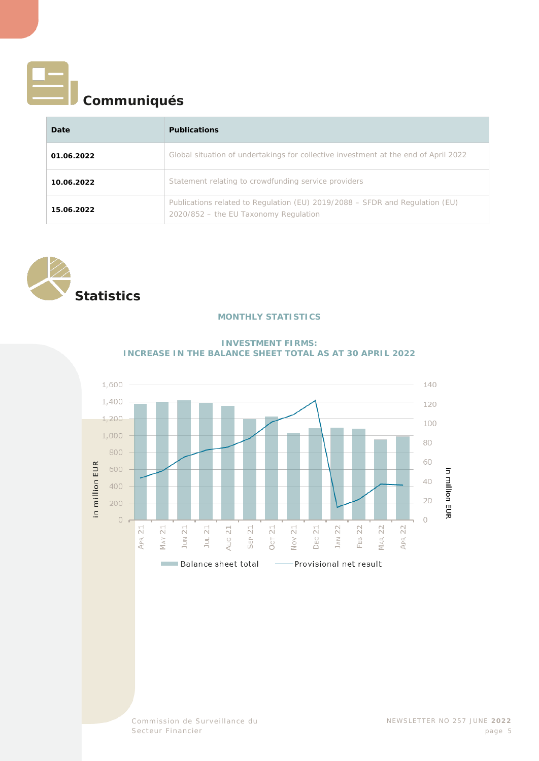# Communiqués

| Date | Publications |
|---|---|
| 01.06.2022 | Global situation of undertakings for collective investment at the end of April 2022 |
| 10.06.2022 | Statement relating to crowdfunding service providers |
| 15.06.2022 | Publications related to Regulation (EU) 2019/2088 – SFDR and Regulation (EU) 2020/852 – the EU Taxonomy Regulation |

# Statistics

## MONTHLY STATISTICS

### INVESTMENT FIRMS: INCREASE IN THE BALANCE SHEET TOTAL AS AT 30 APRIL 2022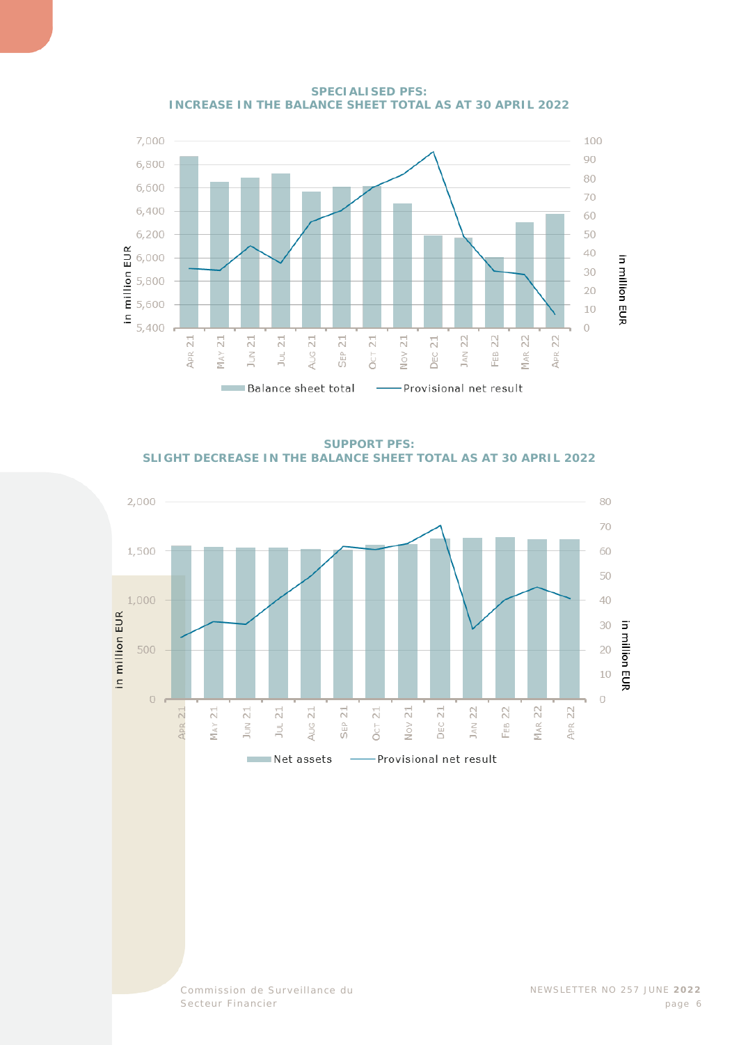**SPECIALISED PFS: INCREASE IN THE BALANCE SHEET TOTAL AS AT 30 APRIL 2022**

**SUPPORT PFS: SLIGHT DECREASE IN THE BALANCE SHEET TOTAL AS AT 30 APRIL 2022**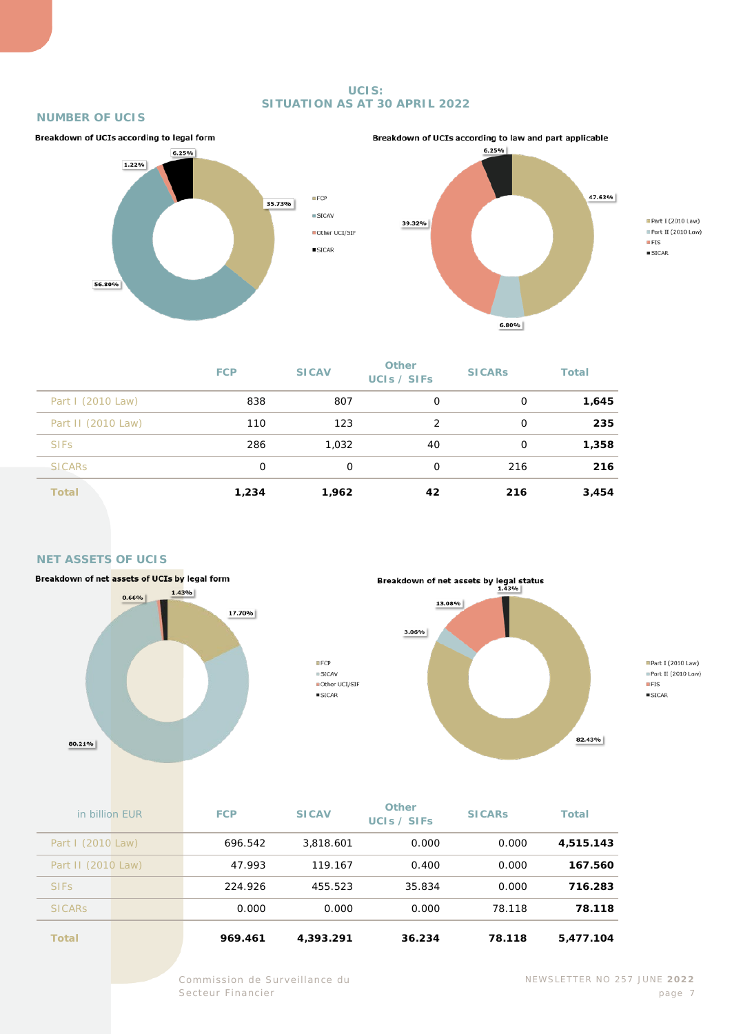# UCIS:
# SITUATION AS AT 30 APRIL 2022

## NUMBER OF UCIS

**Breakdown of UCIs according to legal form**

- FCP: 35.73%
- SICAV: 56.80%
- Other UCI/SIF: 1.22%
- SICAR: 6.25%

**Breakdown of UCIs according to law and part applicable**

- Part I (2010 Law): 47.63%
- Part II (2010 Law): 6.80%
- FIS: 39.32%
- SICAR: 6.25%

| | FCP | SICAV | Other UCIs / SIFs | SICARs | Total |
|---|---|---|---|---|---|
| Part I (2010 Law) | 838 | 807 | 0 | 0 | **1,645** |
| Part II (2010 Law) | 110 | 123 | 2 | 0 | **235** |
| SIFs | 286 | 1,032 | 40 | 0 | **1,358** |
| SICARs | 0 | 0 | 0 | 216 | **216** |
| **Total** | **1,234** | **1,962** | **42** | **216** | **3,454** |

## NET ASSETS OF UCIS

**Breakdown of net assets of UCIs by legal form**

- FCP: 17.70%
- SICAV: 80.21%
- Other UCI/SIF: 0.66%
- SICAR: 1.43%

**Breakdown of net assets by legal status**

- Part I (2010 Law): 82.43%
- Part II (2010 Law): 3.06%
- FIS: 13.08%
- SICAR: 1.43%

| in billion EUR | FCP | SICAV | Other UCIs / SIFs | SICARs | Total |
|---|---|---|---|---|---|
| Part I (2010 Law) | 696.542 | 3,818.601 | 0.000 | 0.000 | **4,515.143** |
| Part II (2010 Law) | 47.993 | 119.167 | 0.400 | 0.000 | **167.560** |
| SIFs | 224.926 | 455.523 | 35.834 | 0.000 | **716.283** |
| SICARs | 0.000 | 0.000 | 0.000 | 78.118 | **78.118** |
| **Total** | **969.461** | **4,393.291** | **36.234** | **78.118** | **5,477.104** |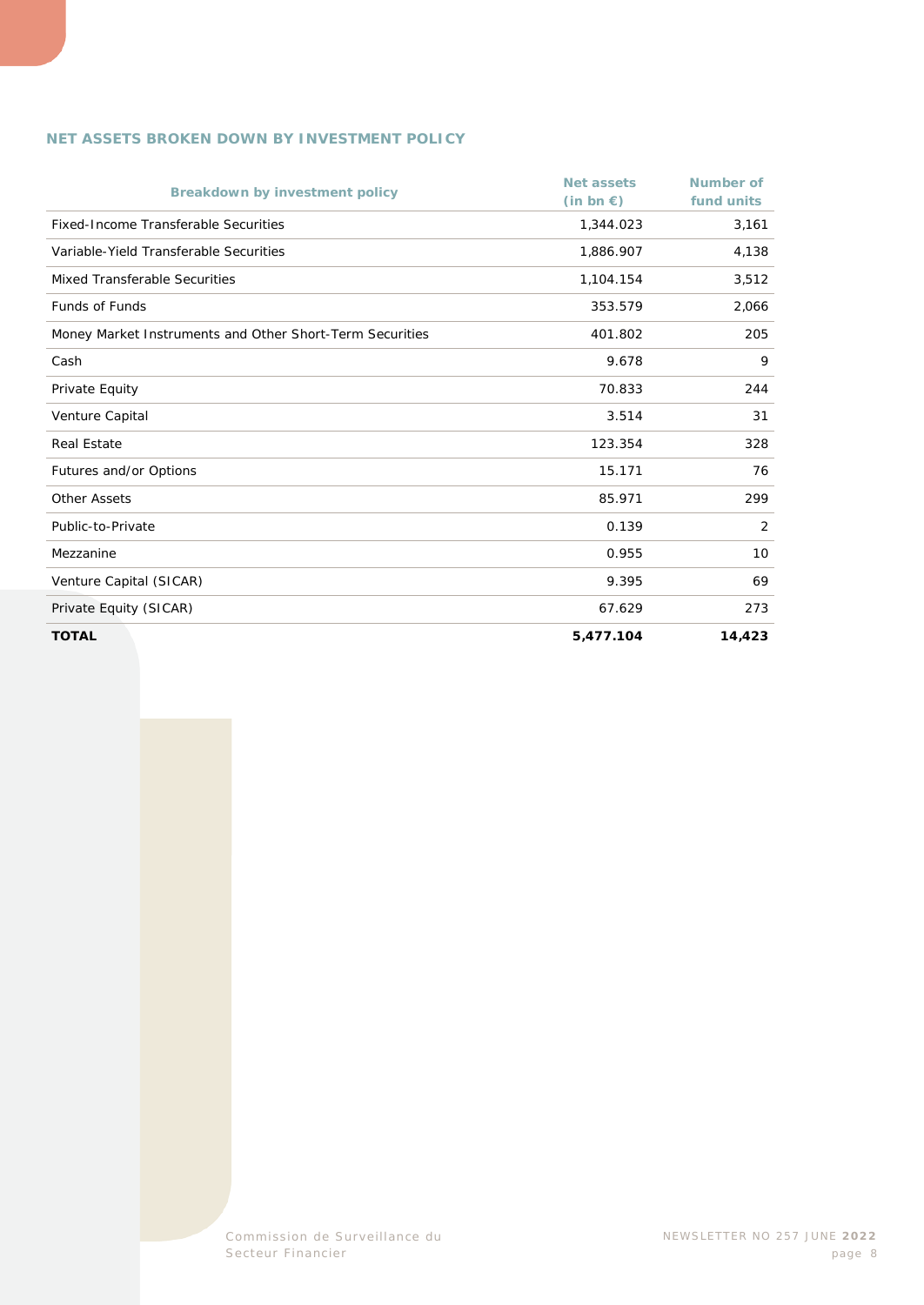## NET ASSETS BROKEN DOWN BY INVESTMENT POLICY

| Breakdown by investment policy | Net assets (in bn €) | Number of fund units |
|---|---:|---:|
| Fixed-Income Transferable Securities | 1,344.023 | 3,161 |
| Variable-Yield Transferable Securities | 1,886.907 | 4,138 |
| Mixed Transferable Securities | 1,104.154 | 3,512 |
| Funds of Funds | 353.579 | 2,066 |
| Money Market Instruments and Other Short-Term Securities | 401.802 | 205 |
| Cash | 9.678 | 9 |
| Private Equity | 70.833 | 244 |
| Venture Capital | 3.514 | 31 |
| Real Estate | 123.354 | 328 |
| Futures and/or Options | 15.171 | 76 |
| Other Assets | 85.971 | 299 |
| Public-to-Private | 0.139 | 2 |
| Mezzanine | 0.955 | 10 |
| Venture Capital (SICAR) | 9.395 | 69 |
| Private Equity (SICAR) | 67.629 | 273 |
| **TOTAL** | **5,477.104** | **14,423** |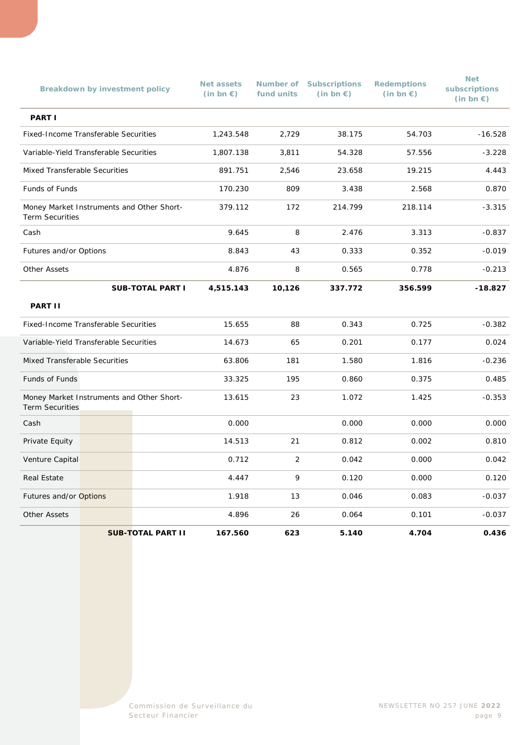| Breakdown by investment policy | Net assets (in bn €) | Number of fund units | Subscriptions (in bn €) | Redemptions (in bn €) | Net subscriptions (in bn €) |
|---|---|---|---|---|---|
| **PART I** | | | | | |
| Fixed-Income Transferable Securities | 1,243.548 | 2,729 | 38.175 | 54.703 | -16.528 |
| Variable-Yield Transferable Securities | 1,807.138 | 3,811 | 54.328 | 57.556 | -3.228 |
| Mixed Transferable Securities | 891.751 | 2,546 | 23.658 | 19.215 | 4.443 |
| Funds of Funds | 170.230 | 809 | 3.438 | 2.568 | 0.870 |
| Money Market Instruments and Other Short-Term Securities | 379.112 | 172 | 214.799 | 218.114 | -3.315 |
| Cash | 9.645 | 8 | 2.476 | 3.313 | -0.837 |
| Futures and/or Options | 8.843 | 43 | 0.333 | 0.352 | -0.019 |
| Other Assets | 4.876 | 8 | 0.565 | 0.778 | -0.213 |
| **SUB-TOTAL PART I** | **4,515.143** | **10,126** | **337.772** | **356.599** | **-18.827** |
| **PART II** | | | | | |
| Fixed-Income Transferable Securities | 15.655 | 88 | 0.343 | 0.725 | -0.382 |
| Variable-Yield Transferable Securities | 14.673 | 65 | 0.201 | 0.177 | 0.024 |
| Mixed Transferable Securities | 63.806 | 181 | 1.580 | 1.816 | -0.236 |
| Funds of Funds | 33.325 | 195 | 0.860 | 0.375 | 0.485 |
| Money Market Instruments and Other Short-Term Securities | 13.615 | 23 | 1.072 | 1.425 | -0.353 |
| Cash | 0.000 | | 0.000 | 0.000 | 0.000 |
| Private Equity | 14.513 | 21 | 0.812 | 0.002 | 0.810 |
| Venture Capital | 0.712 | 2 | 0.042 | 0.000 | 0.042 |
| Real Estate | 4.447 | 9 | 0.120 | 0.000 | 0.120 |
| Futures and/or Options | 1.918 | 13 | 0.046 | 0.083 | -0.037 |
| Other Assets | 4.896 | 26 | 0.064 | 0.101 | -0.037 |
| **SUB-TOTAL PART II** | **167.560** | **623** | **5.140** | **4.704** | **0.436** |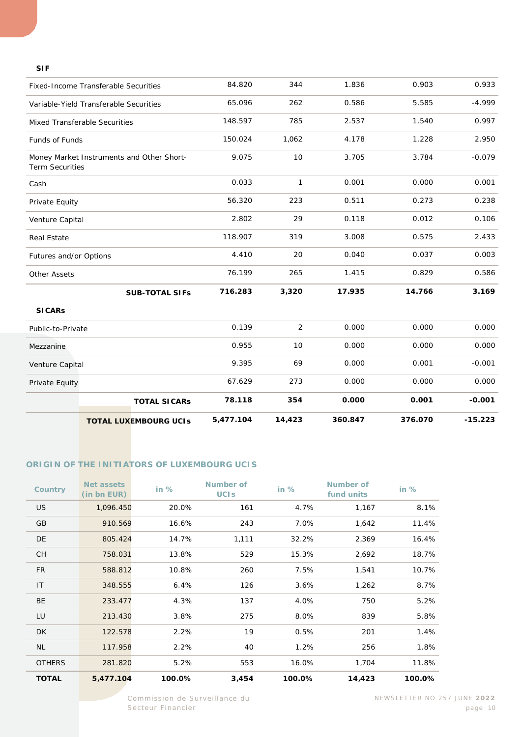| | | | | | |
|---|---|---|---|---|---|
| **SIF** | | | | | |
| Fixed-Income Transferable Securities | 84.820 | 344 | 1.836 | 0.903 | 0.933 |
| Variable-Yield Transferable Securities | 65.096 | 262 | 0.586 | 5.585 | -4.999 |
| Mixed Transferable Securities | 148.597 | 785 | 2.537 | 1.540 | 0.997 |
| Funds of Funds | 150.024 | 1,062 | 4.178 | 1.228 | 2.950 |
| Money Market Instruments and Other Short-Term Securities | 9.075 | 10 | 3.705 | 3.784 | -0.079 |
| Cash | 0.033 | 1 | 0.001 | 0.000 | 0.001 |
| Private Equity | 56.320 | 223 | 0.511 | 0.273 | 0.238 |
| Venture Capital | 2.802 | 29 | 0.118 | 0.012 | 0.106 |
| Real Estate | 118.907 | 319 | 3.008 | 0.575 | 2.433 |
| Futures and/or Options | 4.410 | 20 | 0.040 | 0.037 | 0.003 |
| Other Assets | 76.199 | 265 | 1.415 | 0.829 | 0.586 |
| **SUB-TOTAL SIFs** | **716.283** | **3,320** | **17.935** | **14.766** | **3.169** |
| **SICARs** | | | | | |
| Public-to-Private | 0.139 | 2 | 0.000 | 0.000 | 0.000 |
| Mezzanine | 0.955 | 10 | 0.000 | 0.000 | 0.000 |
| Venture Capital | 9.395 | 69 | 0.000 | 0.001 | -0.001 |
| Private Equity | 67.629 | 273 | 0.000 | 0.000 | 0.000 |
| **TOTAL SICARs** | **78.118** | **354** | **0.000** | **0.001** | **-0.001** |
| **TOTAL LUXEMBOURG UCIs** | **5,477.104** | **14,423** | **360.847** | **376.070** | **-15.223** |

## ORIGIN OF THE INITIATORS OF LUXEMBOURG UCIS

| Country | Net assets (in bn EUR) | in % | Number of UCIs | in % | Number of fund units | in % |
|---|---|---|---|---|---|---|
| US | 1,096.450 | 20.0% | 161 | 4.7% | 1,167 | 8.1% |
| GB | 910.569 | 16.6% | 243 | 7.0% | 1,642 | 11.4% |
| DE | 805.424 | 14.7% | 1,111 | 32.2% | 2,369 | 16.4% |
| CH | 758.031 | 13.8% | 529 | 15.3% | 2,692 | 18.7% |
| FR | 588.812 | 10.8% | 260 | 7.5% | 1,541 | 10.7% |
| IT | 348.555 | 6.4% | 126 | 3.6% | 1,262 | 8.7% |
| BE | 233.477 | 4.3% | 137 | 4.0% | 750 | 5.2% |
| LU | 213.430 | 3.8% | 275 | 8.0% | 839 | 5.8% |
| DK | 122.578 | 2.2% | 19 | 0.5% | 201 | 1.4% |
| NL | 117.958 | 2.2% | 40 | 1.2% | 256 | 1.8% |
| OTHERS | 281.820 | 5.2% | 553 | 16.0% | 1,704 | 11.8% |
| **TOTAL** | **5,477.104** | **100.0%** | **3,454** | **100.0%** | **14,423** | **100.0%** |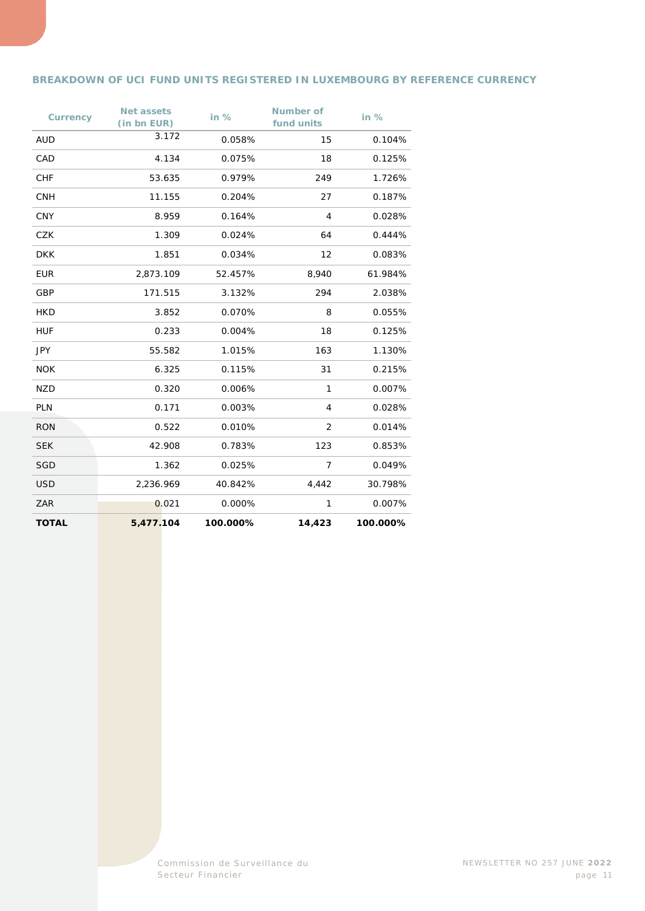## BREAKDOWN OF UCI FUND UNITS REGISTERED IN LUXEMBOURG BY REFERENCE CURRENCY

| Currency | Net assets (in bn EUR) | in % | Number of fund units | in % |
|---|---|---|---|---|
| AUD | 3.172 | 0.058% | 15 | 0.104% |
| CAD | 4.134 | 0.075% | 18 | 0.125% |
| CHF | 53.635 | 0.979% | 249 | 1.726% |
| CNH | 11.155 | 0.204% | 27 | 0.187% |
| CNY | 8.959 | 0.164% | 4 | 0.028% |
| CZK | 1.309 | 0.024% | 64 | 0.444% |
| DKK | 1.851 | 0.034% | 12 | 0.083% |
| EUR | 2,873.109 | 52.457% | 8,940 | 61.984% |
| GBP | 171.515 | 3.132% | 294 | 2.038% |
| HKD | 3.852 | 0.070% | 8 | 0.055% |
| HUF | 0.233 | 0.004% | 18 | 0.125% |
| JPY | 55.582 | 1.015% | 163 | 1.130% |
| NOK | 6.325 | 0.115% | 31 | 0.215% |
| NZD | 0.320 | 0.006% | 1 | 0.007% |
| PLN | 0.171 | 0.003% | 4 | 0.028% |
| RON | 0.522 | 0.010% | 2 | 0.014% |
| SEK | 42.908 | 0.783% | 123 | 0.853% |
| SGD | 1.362 | 0.025% | 7 | 0.049% |
| USD | 2,236.969 | 40.842% | 4,442 | 30.798% |
| ZAR | 0.021 | 0.000% | 1 | 0.007% |
| **TOTAL** | **5,477.104** | **100.000%** | **14,423** | **100.000%** |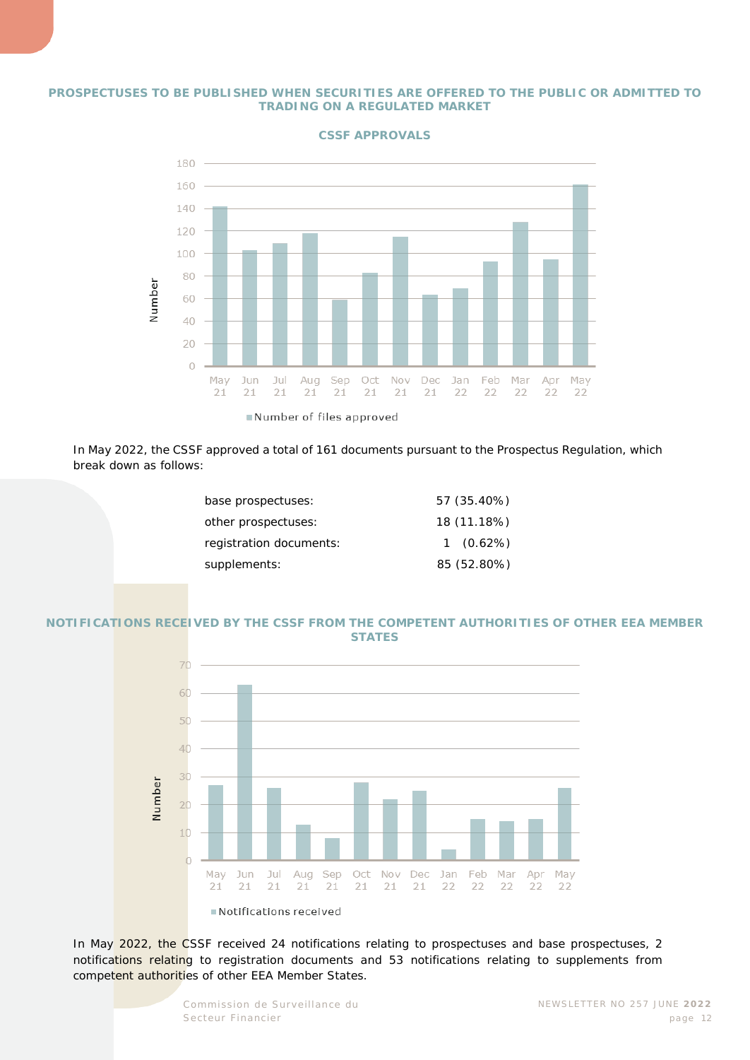## PROSPECTUSES TO BE PUBLISHED WHEN SECURITIES ARE OFFERED TO THE PUBLIC OR ADMITTED TO TRADING ON A REGULATED MARKET

### CSSF APPROVALS

In May 2022, the CSSF approved a total of 161 documents pursuant to the Prospectus Regulation, which break down as follows:

| | |
|---|---|
| base prospectuses: | 57 (35.40%) |
| other prospectuses: | 18 (11.18%) |
| registration documents: | 1 (0.62%) |
| supplements: | 85 (52.80%) |

### NOTIFICATIONS RECEIVED BY THE CSSF FROM THE COMPETENT AUTHORITIES OF OTHER EEA MEMBER STATES

In May 2022, the CSSF received 24 notifications relating to prospectuses and base prospectuses, 2 notifications relating to registration documents and 53 notifications relating to supplements from competent authorities of other EEA Member States.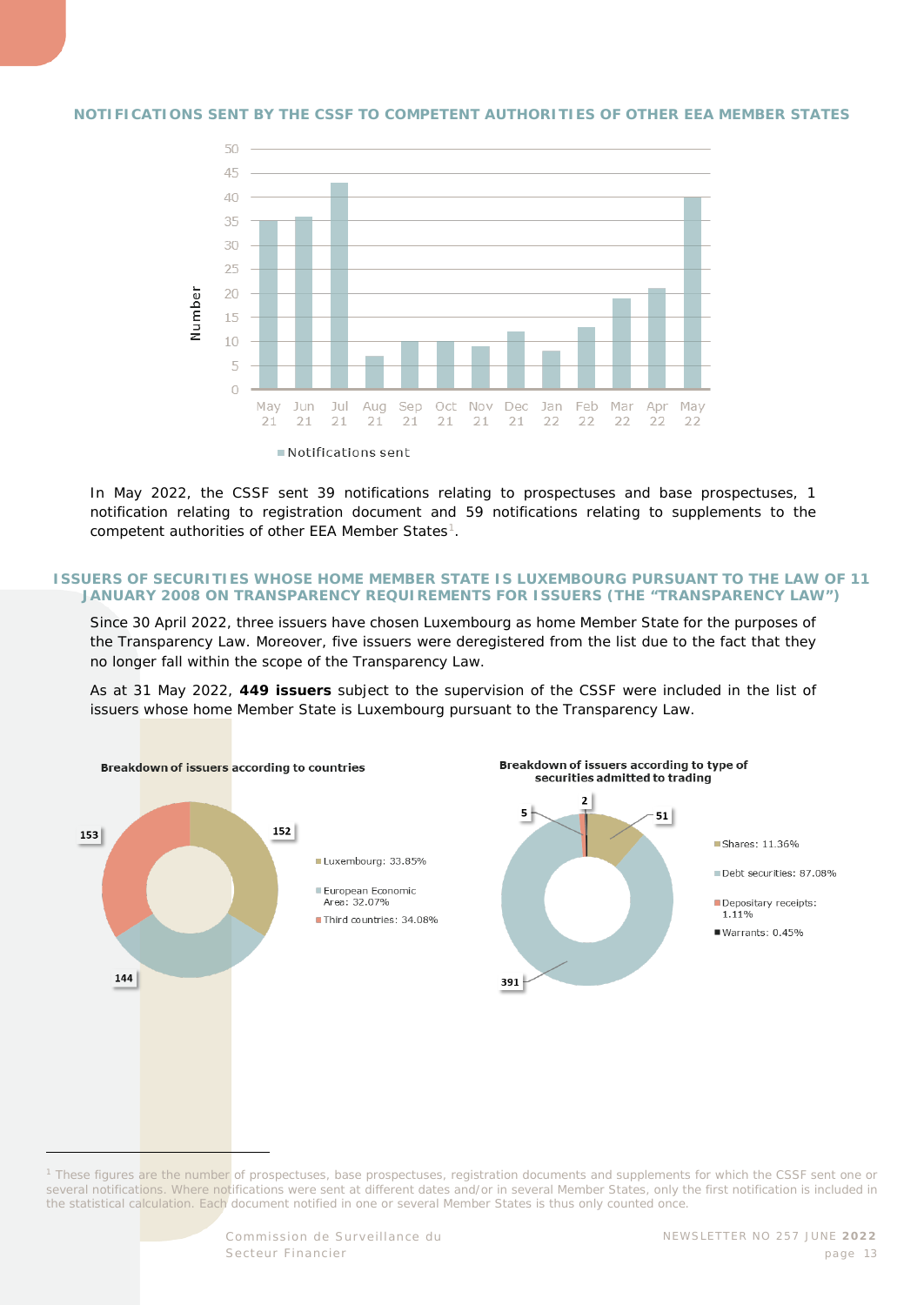## NOTIFICATIONS SENT BY THE CSSF TO COMPETENT AUTHORITIES OF OTHER EEA MEMBER STATES

In May 2022, the CSSF sent 39 notifications relating to prospectuses and base prospectuses, 1 notification relating to registration document and 59 notifications relating to supplements to the competent authorities of other EEA Member States[1].

## ISSUERS OF SECURITIES WHOSE HOME MEMBER STATE IS LUXEMBOURG PURSUANT TO THE LAW OF 11 JANUARY 2008 ON TRANSPARENCY REQUIREMENTS FOR ISSUERS (THE "TRANSPARENCY LAW")

Since 30 April 2022, three issuers have chosen Luxembourg as home Member State for the purposes of the Transparency Law. Moreover, five issuers were deregistered from the list due to the fact that they no longer fall within the scope of the Transparency Law.

As at 31 May 2022, **449 issuers** subject to the supervision of the CSSF were included in the list of issuers whose home Member State is Luxembourg pursuant to the Transparency Law.

**Breakdown of issuers according to countries**

| Country | Number | Share |
|---|---|---|
| Luxembourg | 152 | 33.85% |
| European Economic Area | 144 | 32.07% |
| Third countries | 153 | 34.08% |

**Breakdown of issuers according to type of securities admitted to trading**

| Type of securities | Number | Share |
|---|---|---|
| Shares | 51 | 11.36% |
| Debt securities | 391 | 87.08% |
| Depositary receipts | 5 | 1.11% |
| Warrants | 2 | 0.45% |

[1] These figures are the number of prospectuses, base prospectuses, registration documents and supplements for which the CSSF sent one or several notifications. Where notifications were sent at different dates and/or in several Member States, only the first notification is included in the statistical calculation. Each document notified in one or several Member States is thus only counted once.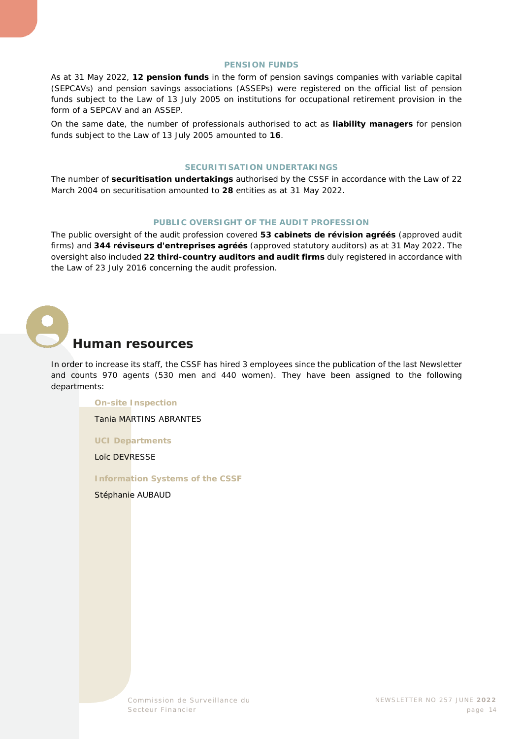### PENSION FUNDS

As at 31 May 2022, **12 pension funds** in the form of pension savings companies with variable capital (SEPCAVs) and pension savings associations (ASSEPs) were registered on the official list of pension funds subject to the Law of 13 July 2005 on institutions for occupational retirement provision in the form of a SEPCAV and an ASSEP.

On the same date, the number of professionals authorised to act as **liability managers** for pension funds subject to the Law of 13 July 2005 amounted to **16**.

### SECURITISATION UNDERTAKINGS

The number of **securitisation undertakings** authorised by the CSSF in accordance with the Law of 22 March 2004 on securitisation amounted to **28** entities as at 31 May 2022.

### PUBLIC OVERSIGHT OF THE AUDIT PROFESSION

The public oversight of the audit profession covered **53 cabinets de révision agréés** (approved audit firms) and **344 réviseurs d'entreprises agréés** (approved statutory auditors) as at 31 May 2022. The oversight also included **22 third-country auditors and audit firms** duly registered in accordance with the Law of 23 July 2016 concerning the audit profession.

## Human resources

In order to increase its staff, the CSSF has hired 3 employees since the publication of the last Newsletter and counts 970 agents (530 men and 440 women). They have been assigned to the following departments:

**On-site Inspection**

Tania MARTINS ABRANTES

**UCI Departments**

Loïc DEVRESSE

**Information Systems of the CSSF**

Stéphanie AUBAUD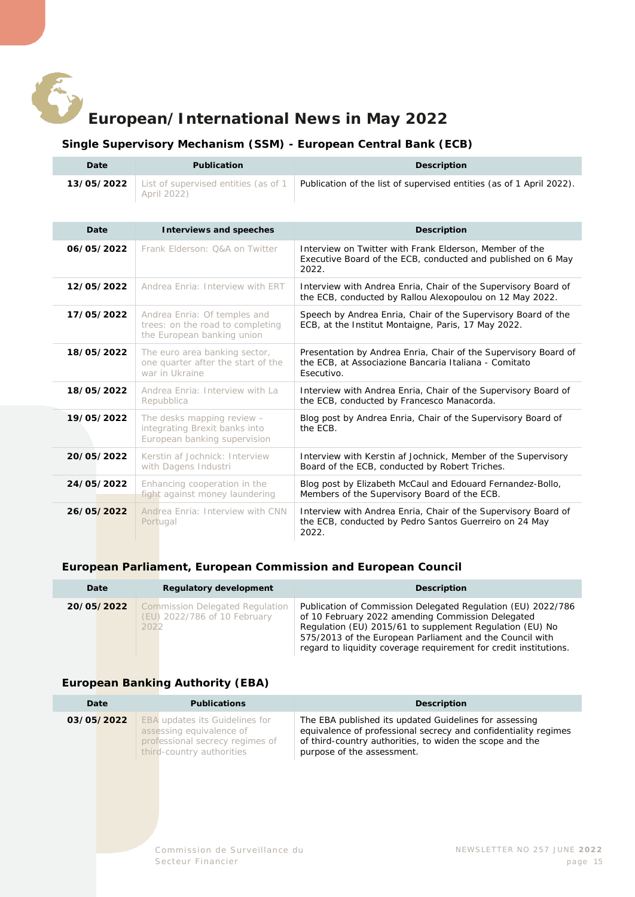# European/International News in May 2022

## Single Supervisory Mechanism (SSM) - European Central Bank (ECB)

| Date | Publication | Description |
|---|---|---|
| **13/05/2022** | List of supervised entities (as of 1 April 2022) | Publication of the list of supervised entities (as of 1 April 2022). |

| Date | Interviews and speeches | Description |
|---|---|---|
| **06/05/2022** | Frank Elderson: Q&A on Twitter | Interview on Twitter with Frank Elderson, Member of the Executive Board of the ECB, conducted and published on 6 May 2022. |
| **12/05/2022** | Andrea Enria: Interview with ERT | Interview with Andrea Enria, Chair of the Supervisory Board of the ECB, conducted by Rallou Alexopoulou on 12 May 2022. |
| **17/05/2022** | Andrea Enria: Of temples and trees: on the road to completing the European banking union | Speech by Andrea Enria, Chair of the Supervisory Board of the ECB, at the Institut Montaigne, Paris, 17 May 2022. |
| **18/05/2022** | The euro area banking sector, one quarter after the start of the war in Ukraine | Presentation by Andrea Enria, Chair of the Supervisory Board of the ECB, at Associazione Bancaria Italiana - Comitato Esecutivo. |
| **18/05/2022** | Andrea Enria: Interview with La Repubblica | Interview with Andrea Enria, Chair of the Supervisory Board of the ECB, conducted by Francesco Manacorda. |
| **19/05/2022** | The desks mapping review – integrating Brexit banks into European banking supervision | Blog post by Andrea Enria, Chair of the Supervisory Board of the ECB. |
| **20/05/2022** | Kerstin af Jochnick: Interview with Dagens Industri | Interview with Kerstin af Jochnick, Member of the Supervisory Board of the ECB, conducted by Robert Triches. |
| **24/05/2022** | Enhancing cooperation in the fight against money laundering | Blog post by Elizabeth McCaul and Edouard Fernandez-Bollo, Members of the Supervisory Board of the ECB. |
| **26/05/2022** | Andrea Enria: Interview with CNN Portugal | Interview with Andrea Enria, Chair of the Supervisory Board of the ECB, conducted by Pedro Santos Guerreiro on 24 May 2022. |

## European Parliament, European Commission and European Council

| Date | Regulatory development | Description |
|---|---|---|
| **20/05/2022** | Commission Delegated Regulation (EU) 2022/786 of 10 February 2022 | Publication of Commission Delegated Regulation (EU) 2022/786 of 10 February 2022 amending Commission Delegated Regulation (EU) 2015/61 to supplement Regulation (EU) No 575/2013 of the European Parliament and the Council with regard to liquidity coverage requirement for credit institutions. |

## European Banking Authority (EBA)

| Date | Publications | Description |
|---|---|---|
| **03/05/2022** | EBA updates its Guidelines for assessing equivalence of professional secrecy regimes of third-country authorities | The EBA published its updated Guidelines for assessing equivalence of professional secrecy and confidentiality regimes of third-country authorities, to widen the scope and the purpose of the assessment. |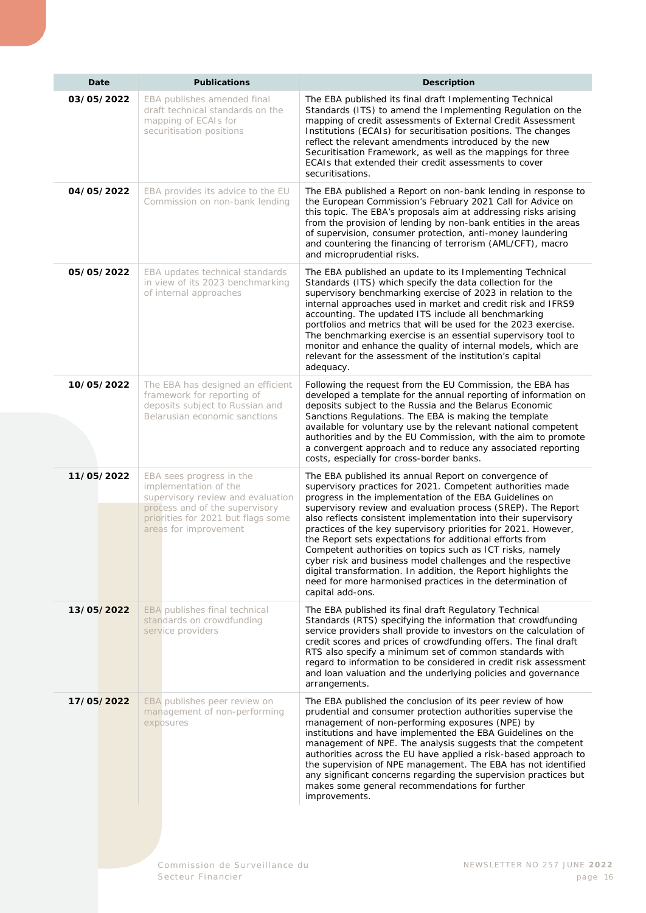| Date | Publications | Description |
| --- | --- | --- |
| **03/05/2022** | EBA publishes amended final draft technical standards on the mapping of ECAIs for securitisation positions | The EBA published its final draft Implementing Technical Standards (ITS) to amend the Implementing Regulation on the mapping of credit assessments of External Credit Assessment Institutions (ECAIs) for securitisation positions. The changes reflect the relevant amendments introduced by the new Securitisation Framework, as well as the mappings for three ECAIs that extended their credit assessments to cover securitisations. |
| **04/05/2022** | EBA provides its advice to the EU Commission on non-bank lending | The EBA published a Report on non-bank lending in response to the European Commission's February 2021 Call for Advice on this topic. The EBA's proposals aim at addressing risks arising from the provision of lending by non-bank entities in the areas of supervision, consumer protection, anti-money laundering and countering the financing of terrorism (AML/CFT), macro and microprudential risks. |
| **05/05/2022** | EBA updates technical standards in view of its 2023 benchmarking of internal approaches | The EBA published an update to its Implementing Technical Standards (ITS) which specify the data collection for the supervisory benchmarking exercise of 2023 in relation to the internal approaches used in market and credit risk and IFRS9 accounting. The updated ITS include all benchmarking portfolios and metrics that will be used for the 2023 exercise. The benchmarking exercise is an essential supervisory tool to monitor and enhance the quality of internal models, which are relevant for the assessment of the institution's capital adequacy. |
| **10/05/2022** | The EBA has designed an efficient framework for reporting of deposits subject to Russian and Belarusian economic sanctions | Following the request from the EU Commission, the EBA has developed a template for the annual reporting of information on deposits subject to the Russia and the Belarus Economic Sanctions Regulations. The EBA is making the template available for voluntary use by the relevant national competent authorities and by the EU Commission, with the aim to promote a convergent approach and to reduce any associated reporting costs, especially for cross-border banks. |
| **11/05/2022** | EBA sees progress in the implementation of the supervisory review and evaluation process and of the supervisory priorities for 2021 but flags some areas for improvement | The EBA published its annual Report on convergence of supervisory practices for 2021. Competent authorities made progress in the implementation of the EBA Guidelines on supervisory review and evaluation process (SREP). The Report also reflects consistent implementation into their supervisory practices of the key supervisory priorities for 2021. However, the Report sets expectations for additional efforts from Competent authorities on topics such as ICT risks, namely cyber risk and business model challenges and the respective digital transformation. In addition, the Report highlights the need for more harmonised practices in the determination of capital add-ons. |
| **13/05/2022** | EBA publishes final technical standards on crowdfunding service providers | The EBA published its final draft Regulatory Technical Standards (RTS) specifying the information that crowdfunding service providers shall provide to investors on the calculation of credit scores and prices of crowdfunding offers. The final draft RTS also specify a minimum set of common standards with regard to information to be considered in credit risk assessment and loan valuation and the underlying policies and governance arrangements. |
| **17/05/2022** | EBA publishes peer review on management of non-performing exposures | The EBA published the conclusion of its peer review of how prudential and consumer protection authorities supervise the management of non-performing exposures (NPE) by institutions and have implemented the EBA Guidelines on the management of NPE. The analysis suggests that the competent authorities across the EU have applied a risk-based approach to the supervision of NPE management. The EBA has not identified any significant concerns regarding the supervision practices but makes some general recommendations for further improvements. |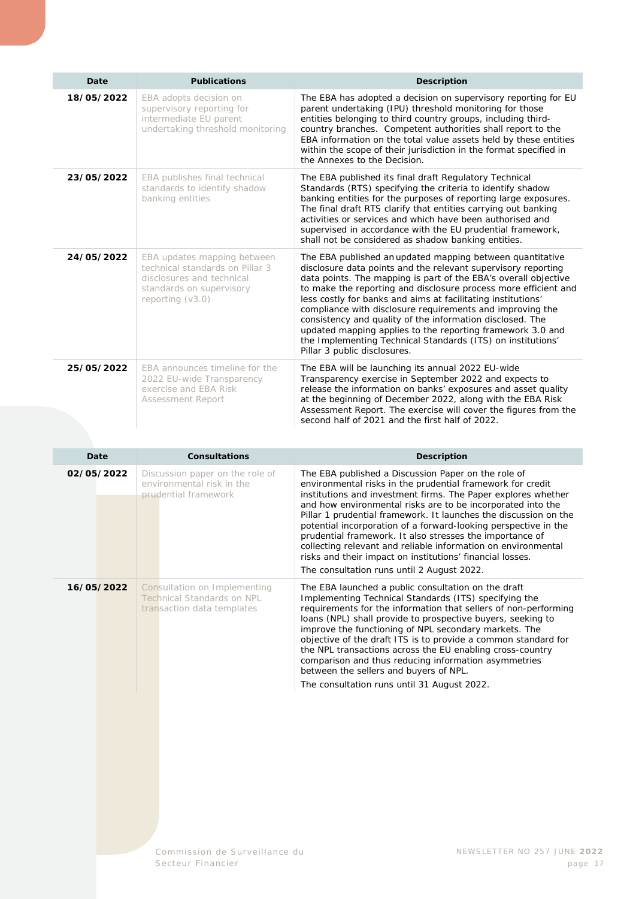| Date | Publications | Description |
| --- | --- | --- |
| **18/05/2022** | EBA adopts decision on supervisory reporting for intermediate EU parent undertaking threshold monitoring | The EBA has adopted a decision on supervisory reporting for EU parent undertaking (IPU) threshold monitoring for those entities belonging to third country groups, including third-country branches. Competent authorities shall report to the EBA information on the total value assets held by these entities within the scope of their jurisdiction in the format specified in the Annexes to the Decision. |
| **23/05/2022** | EBA publishes final technical standards to identify shadow banking entities | The EBA published its final draft Regulatory Technical Standards (RTS) specifying the criteria to identify shadow banking entities for the purposes of reporting large exposures. The final draft RTS clarify that entities carrying out banking activities or services and which have been authorised and supervised in accordance with the EU prudential framework, shall not be considered as shadow banking entities. |
| **24/05/2022** | EBA updates mapping between technical standards on Pillar 3 disclosures and technical standards on supervisory reporting (v3.0) | The EBA published an updated mapping between quantitative disclosure data points and the relevant supervisory reporting data points. The mapping is part of the EBA's overall objective to make the reporting and disclosure process more efficient and less costly for banks and aims at facilitating institutions' compliance with disclosure requirements and improving the consistency and quality of the information disclosed. The updated mapping applies to the reporting framework 3.0 and the Implementing Technical Standards (ITS) on institutions' Pillar 3 public disclosures. |
| **25/05/2022** | EBA announces timeline for the 2022 EU-wide Transparency exercise and EBA Risk Assessment Report | The EBA will be launching its annual 2022 EU-wide Transparency exercise in September 2022 and expects to release the information on banks' exposures and asset quality at the beginning of December 2022, along with the EBA Risk Assessment Report. The exercise will cover the figures from the second half of 2021 and the first half of 2022. |

| Date | Consultations | Description |
| --- | --- | --- |
| **02/05/2022** | Discussion paper on the role of environmental risk in the prudential framework | The EBA published a Discussion Paper on the role of environmental risks in the prudential framework for credit institutions and investment firms. The Paper explores whether and how environmental risks are to be incorporated into the Pillar 1 prudential framework. It launches the discussion on the potential incorporation of a forward-looking perspective in the prudential framework. It also stresses the importance of collecting relevant and reliable information on environmental risks and their impact on institutions' financial losses.<br><br>The consultation runs until 2 August 2022. |
| **16/05/2022** | Consultation on Implementing Technical Standards on NPL transaction data templates | The EBA launched a public consultation on the draft Implementing Technical Standards (ITS) specifying the requirements for the information that sellers of non-performing loans (NPL) shall provide to prospective buyers, seeking to improve the functioning of NPL secondary markets. The objective of the draft ITS is to provide a common standard for the NPL transactions across the EU enabling cross-country comparison and thus reducing information asymmetries between the sellers and buyers of NPL.<br><br>The consultation runs until 31 August 2022. |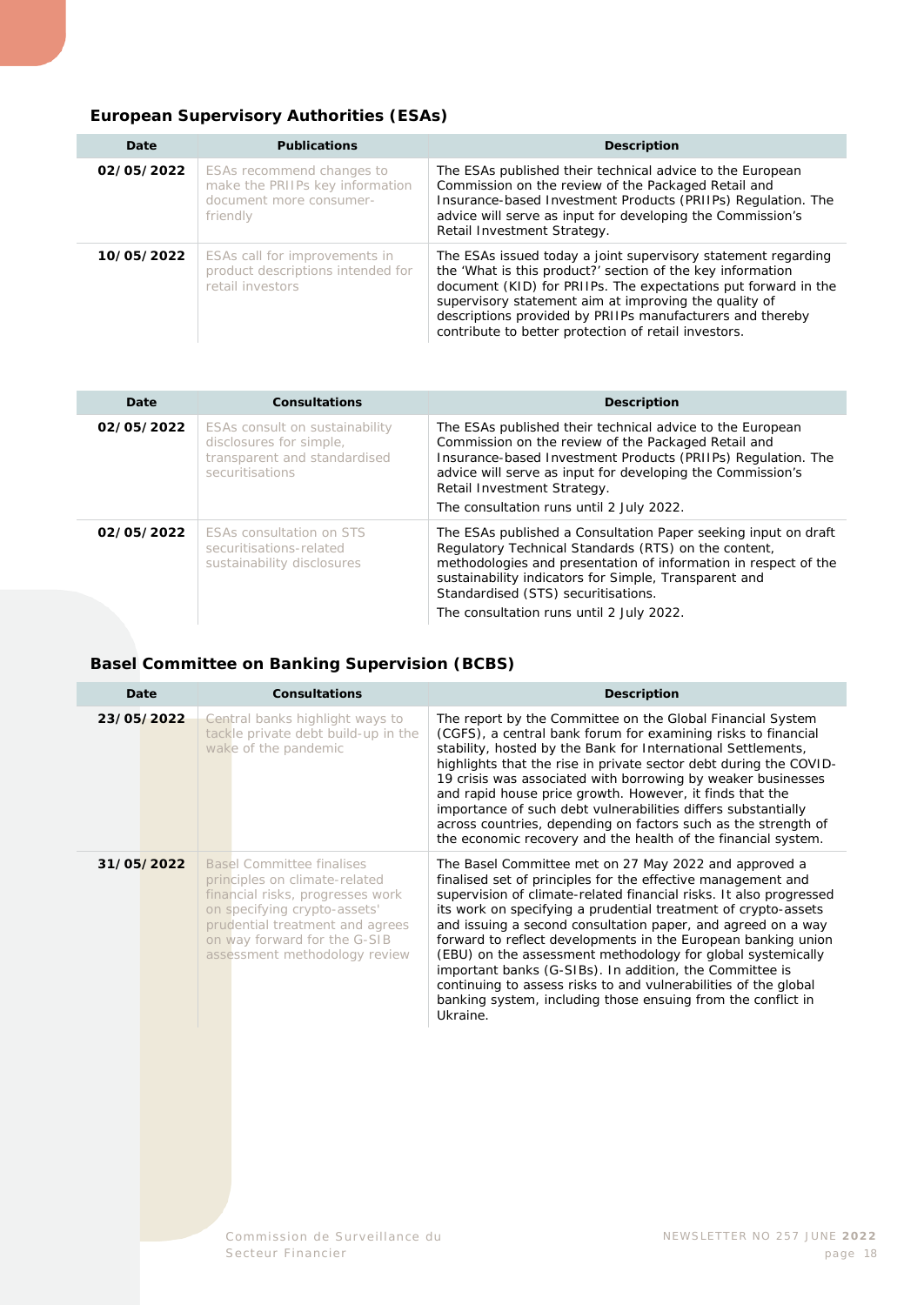## European Supervisory Authorities (ESAs)

| Date | Publications | Description |
|---|---|---|
| **02/05/2022** | ESAs recommend changes to make the PRIIPs key information document more consumer-friendly | The ESAs published their technical advice to the European Commission on the review of the Packaged Retail and Insurance-based Investment Products (PRIIPs) Regulation. The advice will serve as input for developing the Commission's Retail Investment Strategy. |
| **10/05/2022** | ESAs call for improvements in product descriptions intended for retail investors | The ESAs issued today a joint supervisory statement regarding the 'What is this product?' section of the key information document (KID) for PRIIPs. The expectations put forward in the supervisory statement aim at improving the quality of descriptions provided by PRIIPs manufacturers and thereby contribute to better protection of retail investors. |

| Date | Consultations | Description |
|---|---|---|
| **02/05/2022** | ESAs consult on sustainability disclosures for simple, transparent and standardised securitisations | The ESAs published their technical advice to the European Commission on the review of the Packaged Retail and Insurance-based Investment Products (PRIIPs) Regulation. The advice will serve as input for developing the Commission's Retail Investment Strategy.<br>The consultation runs until 2 July 2022. |
| **02/05/2022** | ESAs consultation on STS securitisations-related sustainability disclosures | The ESAs published a Consultation Paper seeking input on draft Regulatory Technical Standards (RTS) on the content, methodologies and presentation of information in respect of the sustainability indicators for Simple, Transparent and Standardised (STS) securitisations.<br>The consultation runs until 2 July 2022. |

## Basel Committee on Banking Supervision (BCBS)

| Date | Consultations | Description |
|---|---|---|
| **23/05/2022** | Central banks highlight ways to tackle private debt build-up in the wake of the pandemic | The report by the Committee on the Global Financial System (CGFS), a central bank forum for examining risks to financial stability, hosted by the Bank for International Settlements, highlights that the rise in private sector debt during the COVID-19 crisis was associated with borrowing by weaker businesses and rapid house price growth. However, it finds that the importance of such debt vulnerabilities differs substantially across countries, depending on factors such as the strength of the economic recovery and the health of the financial system. |
| **31/05/2022** | Basel Committee finalises principles on climate-related financial risks, progresses work on specifying crypto-assets' prudential treatment and agrees on way forward for the G-SIB assessment methodology review | The Basel Committee met on 27 May 2022 and approved a finalised set of principles for the effective management and supervision of climate-related financial risks. It also progressed its work on specifying a prudential treatment of crypto-assets and issuing a second consultation paper, and agreed on a way forward to reflect developments in the European banking union (EBU) on the assessment methodology for global systemically important banks (G-SIBs). In addition, the Committee is continuing to assess risks to and vulnerabilities of the global banking system, including those ensuing from the conflict in Ukraine. |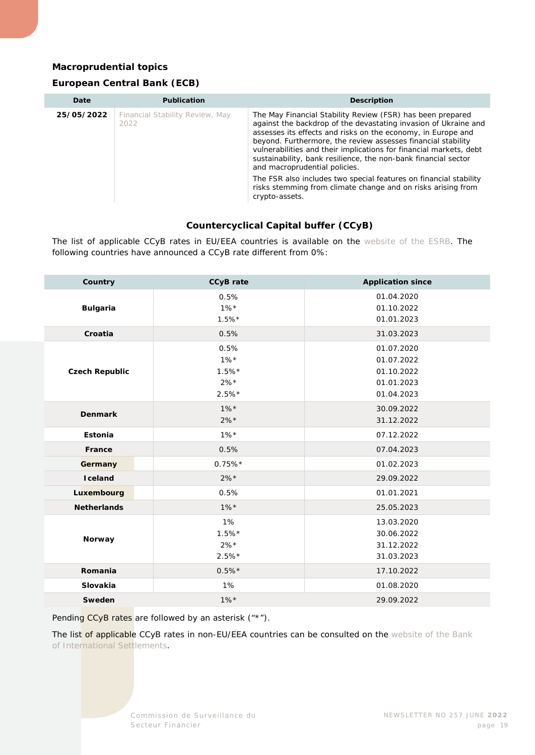## Macroprudential topics

### European Central Bank (ECB)

| Date | Publication | Description |
|---|---|---|
| 25/05/2022 | Financial Stability Review, May 2022 | The May Financial Stability Review (FSR) has been prepared against the backdrop of the devastating invasion of Ukraine and assesses its effects and risks on the economy, in Europe and beyond. Furthermore, the review assesses financial stability vulnerabilities and their implications for financial markets, debt sustainability, bank resilience, the non-bank financial sector and macroprudential policies.<br><br>The FSR also includes two special features on financial stability risks stemming from climate change and on risks arising from crypto-assets. |

### Countercyclical Capital buffer (CCyB)

The list of applicable CCyB rates in EU/EEA countries is available on the website of the ESRB. The following countries have announced a CCyB rate different from 0%:

| Country | CCyB rate | Application since |
|---|---|---|
| Bulgaria | 0.5%<br>1%*<br>1.5%* | 01.04.2020<br>01.10.2022<br>01.01.2023 |
| Croatia | 0.5% | 31.03.2023 |
| Czech Republic | 0.5%<br>1%*<br>1.5%*<br>2%*<br>2.5%* | 01.07.2020<br>01.07.2022<br>01.10.2022<br>01.01.2023<br>01.04.2023 |
| Denmark | 1%*<br>2%* | 30.09.2022<br>31.12.2022 |
| Estonia | 1%* | 07.12.2022 |
| France | 0.5% | 07.04.2023 |
| Germany | 0.75%* | 01.02.2023 |
| Iceland | 2%* | 29.09.2022 |
| Luxembourg | 0.5% | 01.01.2021 |
| Netherlands | 1%* | 25.05.2023 |
| Norway | 1%<br>1.5%*<br>2%*<br>2.5%* | 13.03.2020<br>30.06.2022<br>31.12.2022<br>31.03.2023 |
| Romania | 0.5%* | 17.10.2022 |
| Slovakia | 1% | 01.08.2020 |
| Sweden | 1%* | 29.09.2022 |

Pending CCyB rates are followed by an asterisk ("*").

The list of applicable CCyB rates in non-EU/EEA countries can be consulted on the website of the Bank of International Settlements.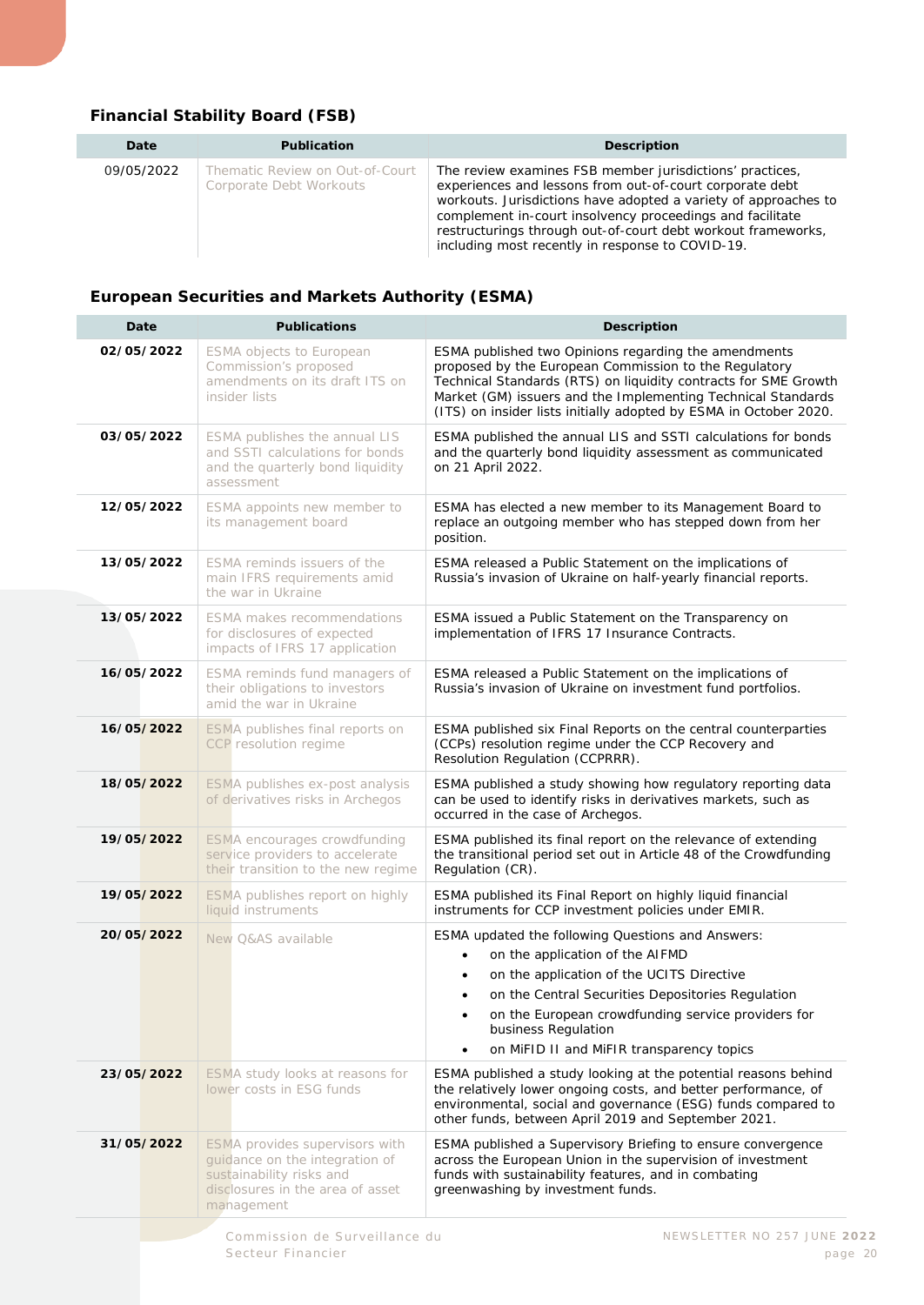### Financial Stability Board (FSB)

| Date | Publication | Description |
|---|---|---|
| 09/05/2022 | Thematic Review on Out-of-Court Corporate Debt Workouts | The review examines FSB member jurisdictions' practices, experiences and lessons from out-of-court corporate debt workouts. Jurisdictions have adopted a variety of approaches to complement in-court insolvency proceedings and facilitate restructurings through out-of-court debt workout frameworks, including most recently in response to COVID-19. |

### European Securities and Markets Authority (ESMA)

| Date | Publications | Description |
|---|---|---|
| **02/05/2022** | ESMA objects to European Commission's proposed amendments on its draft ITS on insider lists | ESMA published two Opinions regarding the amendments proposed by the European Commission to the Regulatory Technical Standards (RTS) on liquidity contracts for SME Growth Market (GM) issuers and the Implementing Technical Standards (ITS) on insider lists initially adopted by ESMA in October 2020. |
| **03/05/2022** | ESMA publishes the annual LIS and SSTI calculations for bonds and the quarterly bond liquidity assessment | ESMA published the annual LIS and SSTI calculations for bonds and the quarterly bond liquidity assessment as communicated on 21 April 2022. |
| **12/05/2022** | ESMA appoints new member to its management board | ESMA has elected a new member to its Management Board to replace an outgoing member who has stepped down from her position. |
| **13/05/2022** | ESMA reminds issuers of the main IFRS requirements amid the war in Ukraine | ESMA released a Public Statement on the implications of Russia's invasion of Ukraine on half-yearly financial reports. |
| **13/05/2022** | ESMA makes recommendations for disclosures of expected impacts of IFRS 17 application | ESMA issued a Public Statement on the Transparency on implementation of IFRS 17 Insurance Contracts. |
| **16/05/2022** | ESMA reminds fund managers of their obligations to investors amid the war in Ukraine | ESMA released a Public Statement on the implications of Russia's invasion of Ukraine on investment fund portfolios. |
| **16/05/2022** | ESMA publishes final reports on CCP resolution regime | ESMA published six Final Reports on the central counterparties (CCPs) resolution regime under the CCP Recovery and Resolution Regulation (CCPRRR). |
| **18/05/2022** | ESMA publishes ex-post analysis of derivatives risks in Archegos | ESMA published a study showing how regulatory reporting data can be used to identify risks in derivatives markets, such as occurred in the case of Archegos. |
| **19/05/2022** | ESMA encourages crowdfunding service providers to accelerate their transition to the new regime | ESMA published its final report on the relevance of extending the transitional period set out in Article 48 of the Crowdfunding Regulation (CR). |
| **19/05/2022** | ESMA publishes report on highly liquid instruments | ESMA published its Final Report on highly liquid financial instruments for CCP investment policies under EMIR. |
| **20/05/2022** | New Q&AS available | ESMA updated the following Questions and Answers:<br>• on the application of the AIFMD<br>• on the application of the UCITS Directive<br>• on the Central Securities Depositories Regulation<br>• on the European crowdfunding service providers for business Regulation<br>• on MiFID II and MiFIR transparency topics |
| **23/05/2022** | ESMA study looks at reasons for lower costs in ESG funds | ESMA published a study looking at the potential reasons behind the relatively lower ongoing costs, and better performance, of environmental, social and governance (ESG) funds compared to other funds, between April 2019 and September 2021. |
| **31/05/2022** | ESMA provides supervisors with guidance on the integration of sustainability risks and disclosures in the area of asset management | ESMA published a Supervisory Briefing to ensure convergence across the European Union in the supervision of investment funds with sustainability features, and in combating greenwashing by investment funds. |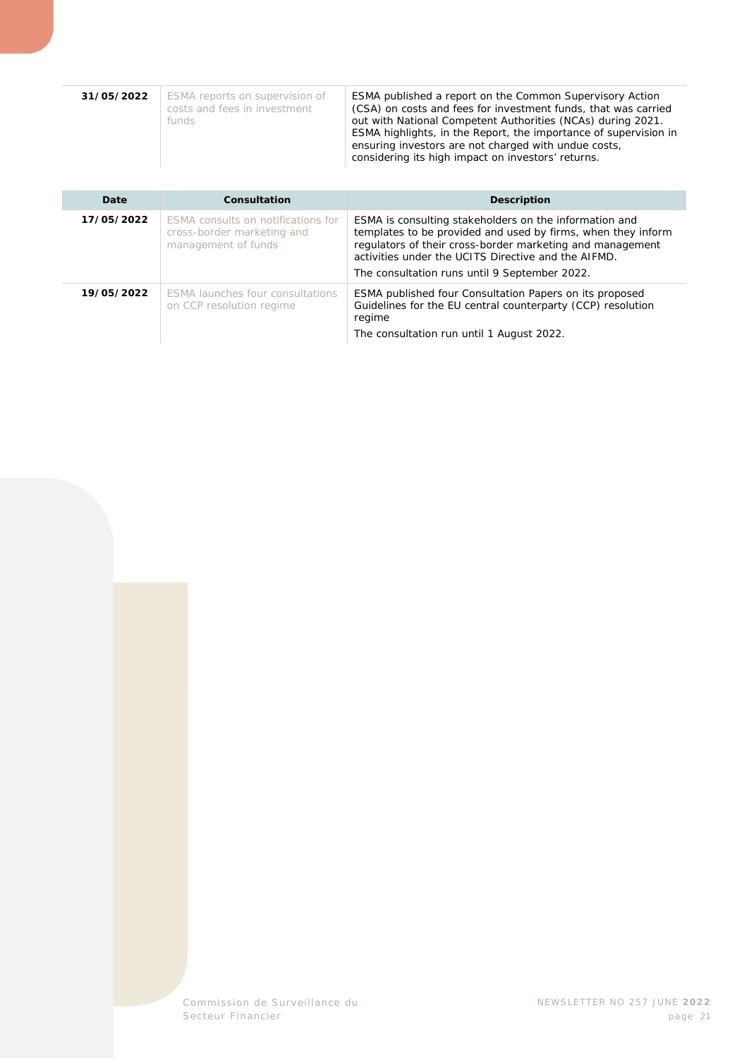| 31/05/2022 | ESMA reports on supervision of costs and fees in investment funds | ESMA published a report on the Common Supervisory Action (CSA) on costs and fees for investment funds, that was carried out with National Competent Authorities (NCAs) during 2021. ESMA highlights, in the Report, the importance of supervision in ensuring investors are not charged with undue costs, considering its high impact on investors' returns. |
|---|---|---|

| Date | Consultation | Description |
|---|---|---|
| 17/05/2022 | ESMA consults on notifications for cross-border marketing and management of funds | ESMA is consulting stakeholders on the information and templates to be provided and used by firms, when they inform regulators of their cross-border marketing and management activities under the UCITS Directive and the AIFMD.<br>The consultation runs until 9 September 2022. |
| 19/05/2022 | ESMA launches four consultations on CCP resolution regime | ESMA published four Consultation Papers on its proposed Guidelines for the EU central counterparty (CCP) resolution regime<br>The consultation run until 1 August 2022. |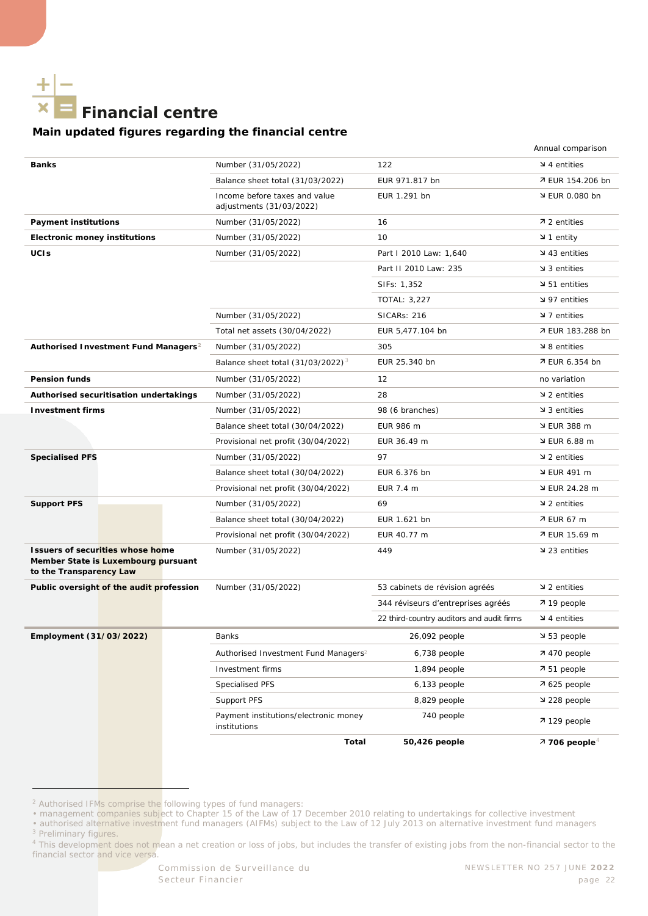# Financial centre

## Main updated figures regarding the financial centre

| | | | Annual comparison |
|---|---|---|---|
| **Banks** | Number (31/05/2022) | 122 | ↘ 4 entities |
| | Balance sheet total (31/03/2022) | EUR 971.817 bn | ↗ EUR 154.206 bn |
| | Income before taxes and value adjustments (31/03/2022) | EUR 1.291 bn | ↘ EUR 0.080 bn |
| **Payment institutions** | Number (31/05/2022) | 16 | ↗ 2 entities |
| **Electronic money institutions** | Number (31/05/2022) | 10 | ↘ 1 entity |
| **UCIs** | Number (31/05/2022) | Part I 2010 Law: 1,640 | ↘ 43 entities |
| | | Part II 2010 Law: 235 | ↘ 3 entities |
| | | SIFs: 1,352 | ↘ 51 entities |
| | | TOTAL: 3,227 | ↘ 97 entities |
| | Number (31/05/2022) | SICARs: 216 | ↘ 7 entities |
| | Total net assets (30/04/2022) | EUR 5,477.104 bn | ↗ EUR 183.288 bn |
| **Authorised Investment Fund Managers**[2] | Number (31/05/2022) | 305 | ↘ 8 entities |
| | Balance sheet total (31/03/2022)[3] | EUR 25.340 bn | ↗ EUR 6.354 bn |
| **Pension funds** | Number (31/05/2022) | 12 | no variation |
| **Authorised securitisation undertakings** | Number (31/05/2022) | 28 | ↘ 2 entities |
| **Investment firms** | Number (31/05/2022) | 98 (6 branches) | ↘ 3 entities |
| | Balance sheet total (30/04/2022) | EUR 986 m | ↘ EUR 388 m |
| | Provisional net profit (30/04/2022) | EUR 36.49 m | ↘ EUR 6.88 m |
| **Specialised PFS** | Number (31/05/2022) | 97 | ↘ 2 entities |
| | Balance sheet total (30/04/2022) | EUR 6.376 bn | ↘ EUR 491 m |
| | Provisional net profit (30/04/2022) | EUR 7.4 m | ↘ EUR 24.28 m |
| **Support PFS** | Number (31/05/2022) | 69 | ↘ 2 entities |
| | Balance sheet total (30/04/2022) | EUR 1.621 bn | ↗ EUR 67 m |
| | Provisional net profit (30/04/2022) | EUR 40.77 m | ↗ EUR 15.69 m |
| **Issuers of securities whose home Member State is Luxembourg pursuant to the Transparency Law** | Number (31/05/2022) | 449 | ↘ 23 entities |
| **Public oversight of the audit profession** | Number (31/05/2022) | 53 cabinets de révision agréés | ↘ 2 entities |
| | | 344 réviseurs d'entreprises agréés | ↗ 19 people |
| | | 22 third-country auditors and audit firms | ↘ 4 entities |
| **Employment (31/03/2022)** | Banks | 26,092 people | ↘ 53 people |
| | Authorised Investment Fund Managers[2] | 6,738 people | ↗ 470 people |
| | Investment firms | 1,894 people | ↗ 51 people |
| | Specialised PFS | 6,133 people | ↗ 625 people |
| | Support PFS | 8,829 people | ↘ 228 people |
| | Payment institutions/electronic money institutions | 740 people | ↗ 129 people |
| | **Total** | **50,426 people** | ↗ **706 people**[4] |

[2] Authorised IFMs comprise the following types of fund managers:
- management companies subject to Chapter 15 of the Law of 17 December 2010 relating to undertakings for collective investment
- authorised alternative investment fund managers (AIFMs) subject to the Law of 12 July 2013 on alternative investment fund managers

[3] Preliminary figures.

[4] This development does not mean a net creation or loss of jobs, but includes the transfer of existing jobs from the non-financial sector to the financial sector and vice versa.